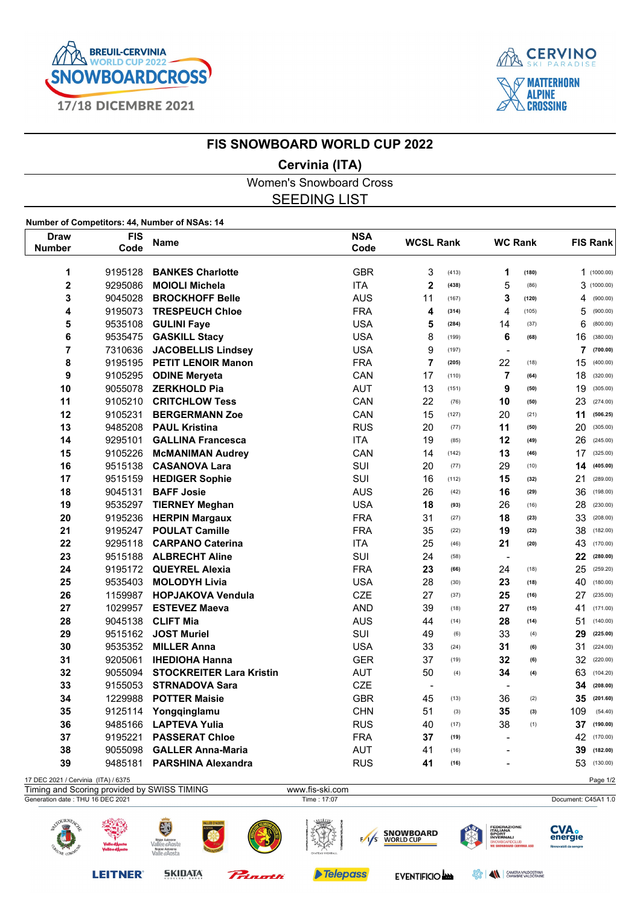# FIS SNOWBOARD WORLD CUP 2022

## Cervinia (ITA)

Women's Snowboard Cross

## SEEDING LIST

**Number of Competitors: 44, Number of NSAs: 14**

| Draw Number | FIS Code | Name | NSA Code | WCSL Rank | | WC Rank | | FIS Rank | |
|---|---|---|---|---|---|---|---|---|---|
| 1 | 9195128 | **BANKES Charlotte** | GBR | 3 | (413) | **1** | **(180)** | 1 | (1000.00) |
| 2 | 9295086 | **MOIOLI Michela** | ITA | **2** | **(438)** | 5 | (86) | 3 | (1000.00) |
| 3 | 9045028 | **BROCKHOFF Belle** | AUS | 11 | (167) | **3** | **(120)** | 4 | (900.00) |
| 4 | 9195073 | **TRESPEUCH Chloe** | FRA | **4** | **(314)** | 4 | (105) | 5 | (900.00) |
| 5 | 9535108 | **GULINI Faye** | USA | **5** | **(284)** | 14 | (37) | 6 | (800.00) |
| 6 | 9535475 | **GASKILL Stacy** | USA | 8 | (199) | **6** | **(68)** | 16 | (380.00) |
| 7 | 7310636 | **JACOBELLIS Lindsey** | USA | 9 | (197) | - | | **7** | **(700.00)** |
| 8 | 9195195 | **PETIT LENOIR Manon** | FRA | **7** | **(205)** | 22 | (18) | 15 | (400.00) |
| 9 | 9105295 | **ODINE Meryeta** | CAN | 17 | (110) | **7** | **(64)** | 18 | (320.00) |
| 10 | 9055078 | **ZERKHOLD Pia** | AUT | 13 | (151) | **9** | **(50)** | 19 | (305.00) |
| 11 | 9105210 | **CRITCHLOW Tess** | CAN | 22 | (76) | **10** | **(50)** | 23 | (274.00) |
| 12 | 9105231 | **BERGERMANN Zoe** | CAN | 15 | (127) | 20 | (21) | **11** | **(506.25)** |
| 13 | 9485208 | **PAUL Kristina** | RUS | 20 | (77) | **11** | **(50)** | 20 | (305.00) |
| 14 | 9295101 | **GALLINA Francesca** | ITA | 19 | (85) | **12** | **(49)** | 26 | (245.00) |
| 15 | 9105226 | **McMANIMAN Audrey** | CAN | 14 | (142) | **13** | **(46)** | 17 | (325.00) |
| 16 | 9515138 | **CASANOVA Lara** | SUI | 20 | (77) | 29 | (10) | **14** | **(405.00)** |
| 17 | 9515159 | **HEDIGER Sophie** | SUI | 16 | (112) | **15** | **(32)** | 21 | (289.00) |
| 18 | 9045131 | **BAFF Josie** | AUS | 26 | (42) | **16** | **(29)** | 36 | (198.00) |
| 19 | 9535297 | **TIERNEY Meghan** | USA | **18** | **(93)** | 26 | (16) | 28 | (230.00) |
| 20 | 9195236 | **HERPIN Margaux** | FRA | 31 | (27) | **18** | **(23)** | 33 | (208.00) |
| 21 | 9195247 | **POULAT Camille** | FRA | 35 | (22) | **19** | **(22)** | 38 | (182.00) |
| 22 | 9295118 | **CARPANO Caterina** | ITA | 25 | (46) | **21** | **(20)** | 43 | (170.00) |
| 23 | 9515188 | **ALBRECHT Aline** | SUI | 24 | (58) | - | | **22** | **(280.00)** |
| 24 | 9195172 | **QUEYREL Alexia** | FRA | **23** | **(66)** | 24 | (18) | 25 | (259.20) |
| 25 | 9535403 | **MOLODYH Livia** | USA | 28 | (30) | **23** | **(18)** | 40 | (180.00) |
| 26 | 1159987 | **HOPJAKOVA Vendula** | CZE | 27 | (37) | **25** | **(16)** | 27 | (235.00) |
| 27 | 1029957 | **ESTEVEZ Maeva** | AND | 39 | (18) | **27** | **(15)** | 41 | (171.00) |
| 28 | 9045138 | **CLIFF Mia** | AUS | 44 | (14) | **28** | **(14)** | 51 | (140.00) |
| 29 | 9515162 | **JOST Muriel** | SUI | 49 | (6) | 33 | (4) | **29** | **(225.00)** |
| 30 | 9535352 | **MILLER Anna** | USA | 33 | (24) | **31** | **(6)** | 31 | (224.00) |
| 31 | 9205061 | **IHEDIOHA Hanna** | GER | 37 | (19) | **32** | **(6)** | 32 | (220.00) |
| 32 | 9055094 | **STOCKREITER Lara Kristin** | AUT | 50 | (4) | **34** | **(4)** | 63 | (104.20) |
| 33 | 9155053 | **STRNADOVA Sara** | CZE | - | | - | | **34** | **(208.00)** |
| 34 | 1229988 | **POTTER Maisie** | GBR | 45 | (13) | 36 | (2) | **35** | **(201.60)** |
| 35 | 9125114 | **Yongqinglamu** | CHN | 51 | (3) | **35** | **(3)** | 109 | (54.40) |
| 36 | 9485166 | **LAPTEVA Yulia** | RUS | 40 | (17) | 38 | (1) | **37** | **(190.00)** |
| 37 | 9195221 | **PASSERAT Chloe** | FRA | **37** | **(19)** | - | | 42 | (170.00) |
| 38 | 9055098 | **GALLER Anna-Maria** | AUT | 41 | (16) | - | | **39** | **(182.00)** |
| 39 | 9485181 | **PARSHINA Alexandra** | RUS | **41** | **(16)** | - | | 53 | (130.00) |

17 DEC 2021 / Cervinia (ITA) / 6375

Timing and Scoring provided by SWISS TIMING | www.fis-ski.com

Generation date : THU 16 DEC 2021 | Time : 17:07 | Document: C45A1 1.0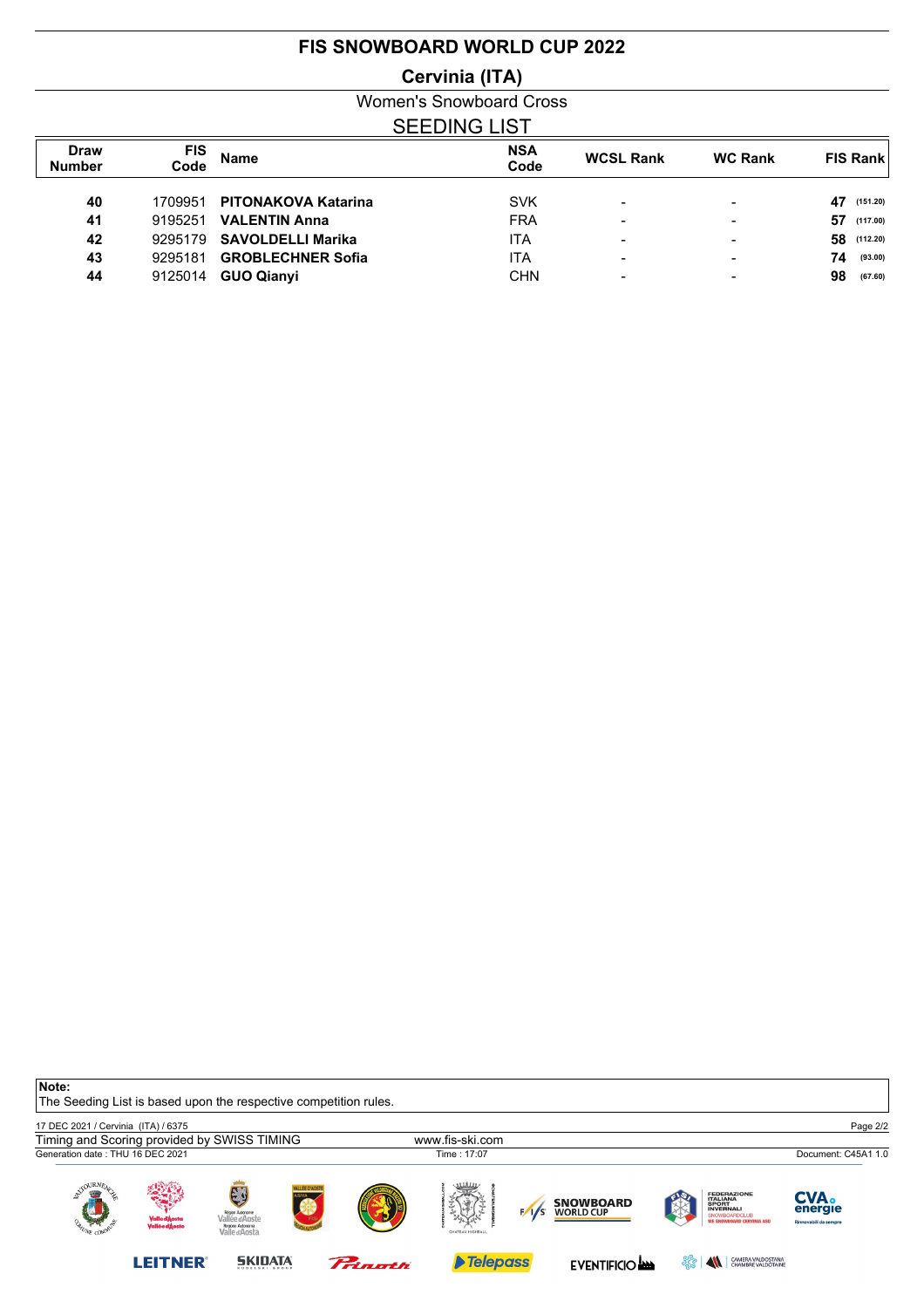# FIS SNOWBOARD WORLD CUP 2022

## Cervinia (ITA)

### Women's Snowboard Cross

### SEEDING LIST

| Draw Number | FIS Code | Name | NSA Code | WCSL Rank | WC Rank | FIS Rank |
|---|---|---|---|---|---|---|
| 40 | 1709951 | **PITONAKOVA Katarina** | SVK | - | - | **47** (151.20) |
| 41 | 9195251 | **VALENTIN Anna** | FRA | - | - | **57** (117.00) |
| 42 | 9295179 | **SAVOLDELLI Marika** | ITA | - | - | **58** (112.20) |
| 43 | 9295181 | **GROBLECHNER Sofia** | ITA | - | - | **74** (93.00) |
| 44 | 9125014 | **GUO Qianyi** | CHN | - | - | **98** (67.60) |

**Note:**
The Seeding List is based upon the respective competition rules.

17 DEC 2021 / Cervinia (ITA) / 6375

Timing and Scoring provided by SWISS TIMING

www.fis-ski.com

Generation date : THU 16 DEC 2021

Time : 17:07

Document: C45A1 1.0